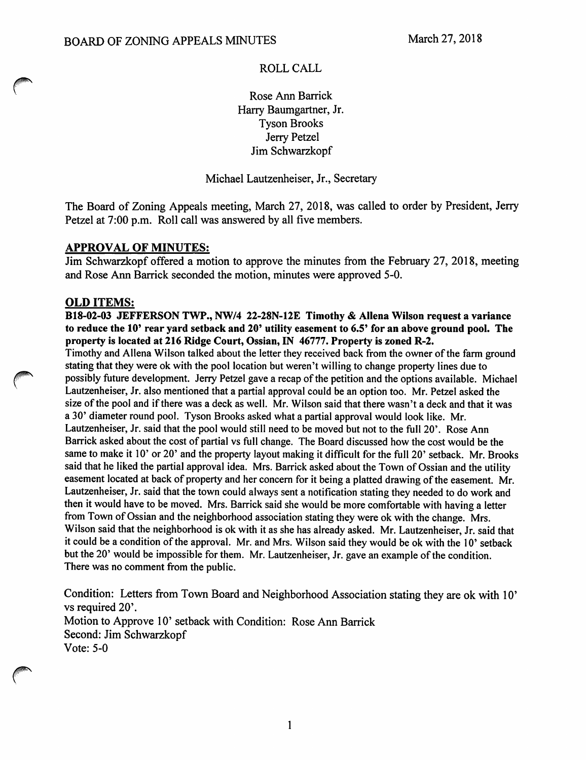BOARD OF ZONING APPEALS MINUTES March 27, 2018

ROLL CALL

Rose Ann Barrick
Harry Baumgartner, Jr.
Tyson Brooks
Jerry Petzel
Jim Schwarzkopf

Michael Lautzenheiser, Jr., Secretary

The Board of Zoning Appeals meeting, March 27, 2018, was called to order by President, Jerry Petzel at 7:00 p.m. Roll call was answered by all five members.

## APPROVAL OF MINUTES:

Jim Schwarzkopf offered a motion to approve the minutes from the February 27, 2018, meeting and Rose Ann Barrick seconded the motion, minutes were approved 5-0.

## OLD ITEMS:

**B18-02-03 JEFFERSON TWP., NW/4 22-28N-12E Timothy & Allena Wilson request a variance to reduce the 10' rear yard setback and 20' utility easement to 6.5' for an above ground pool. The property is located at 216 Ridge Court, Ossian, IN 46777. Property is zoned R-2.**

Timothy and Allena Wilson talked about the letter they received back from the owner of the farm ground stating that they were ok with the pool location but weren't willing to change property lines due to possibly future development. Jerry Petzel gave a recap of the petition and the options available. Michael Lautzenheiser, Jr. also mentioned that a partial approval could be an option too. Mr. Petzel asked the size of the pool and if there was a deck as well. Mr. Wilson said that there wasn't a deck and that it was a 30' diameter round pool. Tyson Brooks asked what a partial approval would look like. Mr. Lautzenheiser, Jr. said that the pool would still need to be moved but not to the full 20'. Rose Ann Barrick asked about the cost of partial vs full change. The Board discussed how the cost would be the same to make it 10' or 20' and the property layout making it difficult for the full 20' setback. Mr. Brooks said that he liked the partial approval idea. Mrs. Barrick asked about the Town of Ossian and the utility easement located at back of property and her concern for it being a platted drawing of the easement. Mr. Lautzenheiser, Jr. said that the town could always sent a notification stating they needed to do work and then it would have to be moved. Mrs. Barrick said she would be more comfortable with having a letter from Town of Ossian and the neighborhood association stating they were ok with the change. Mrs. Wilson said that the neighborhood is ok with it as she has already asked. Mr. Lautzenheiser, Jr. said that it could be a condition of the approval. Mr. and Mrs. Wilson said they would be ok with the 10' setback but the 20' would be impossible for them. Mr. Lautzenheiser, Jr. gave an example of the condition. There was no comment from the public.

Condition: Letters from Town Board and Neighborhood Association stating they are ok with 10' vs required 20'.
Motion to Approve 10' setback with Condition: Rose Ann Barrick
Second: Jim Schwarzkopf
Vote: 5-0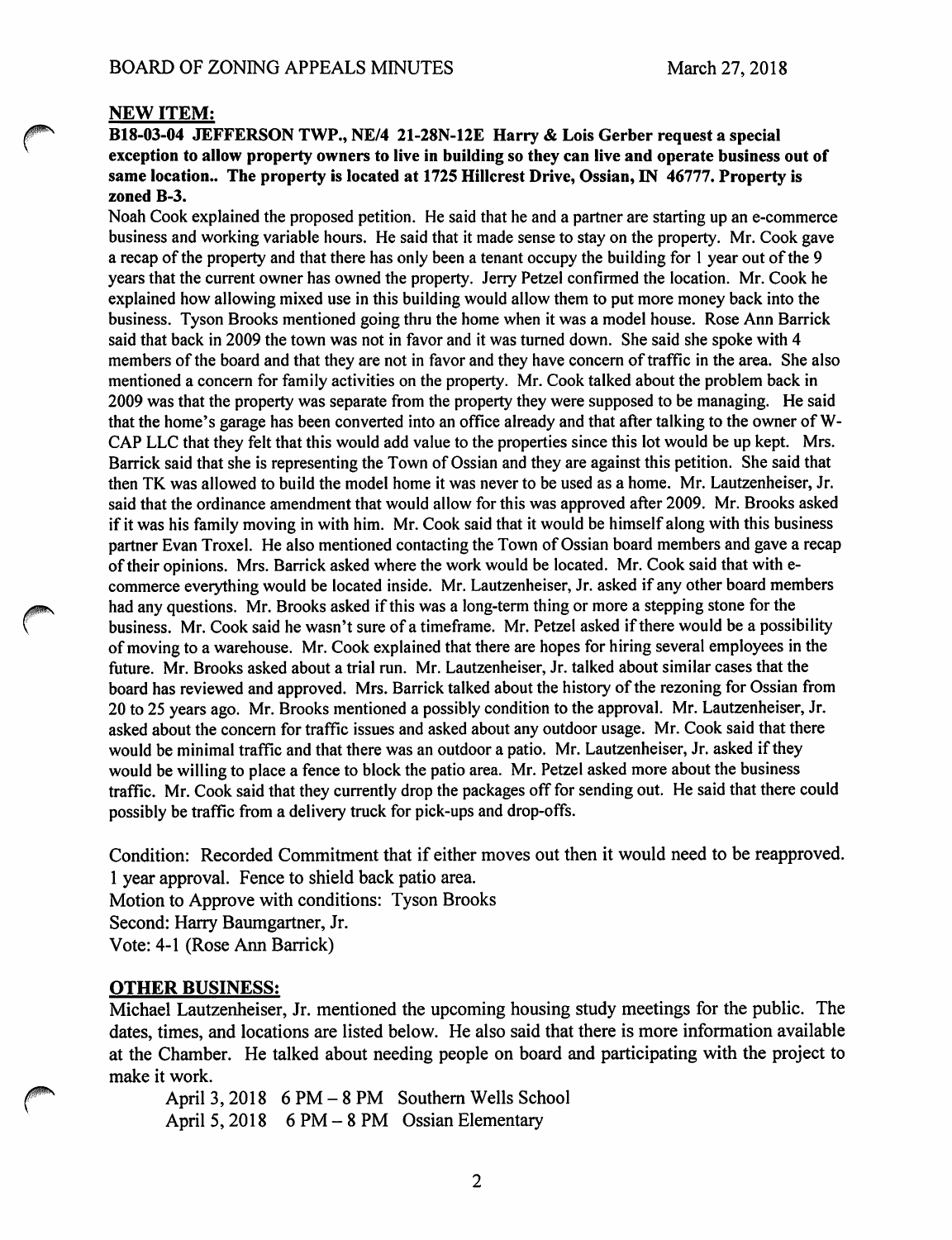## NEW ITEM:

**B18-03-04 JEFFERSON TWP., NE/4 21-28N-12E Harry & Lois Gerber request a special exception to allow property owners to live in building so they can live and operate business out of same location.. The property is located at 1725 Hillcrest Drive, Ossian, IN 46777. Property is zoned B-3.**

Noah Cook explained the proposed petition. He said that he and a partner are starting up an e-commerce business and working variable hours. He said that it made sense to stay on the property. Mr. Cook gave a recap of the property and that there has only been a tenant occupy the building for 1 year out of the 9 years that the current owner has owned the property. Jerry Petzel confirmed the location. Mr. Cook he explained how allowing mixed use in this building would allow them to put more money back into the business. Tyson Brooks mentioned going thru the home when it was a model house. Rose Ann Barrick said that back in 2009 the town was not in favor and it was turned down. She said she spoke with 4 members of the board and that they are not in favor and they have concern of traffic in the area. She also mentioned a concern for family activities on the property. Mr. Cook talked about the problem back in 2009 was that the property was separate from the property they were supposed to be managing. He said that the home's garage has been converted into an office already and that after talking to the owner of W-CAP LLC that they felt that this would add value to the properties since this lot would be up kept. Mrs. Barrick said that she is representing the Town of Ossian and they are against this petition. She said that then TK was allowed to build the model home it was never to be used as a home. Mr. Lautzenheiser, Jr. said that the ordinance amendment that would allow for this was approved after 2009. Mr. Brooks asked if it was his family moving in with him. Mr. Cook said that it would be himself along with this business partner Evan Troxel. He also mentioned contacting the Town of Ossian board members and gave a recap of their opinions. Mrs. Barrick asked where the work would be located. Mr. Cook said that with e-commerce everything would be located inside. Mr. Lautzenheiser, Jr. asked if any other board members had any questions. Mr. Brooks asked if this was a long-term thing or more a stepping stone for the business. Mr. Cook said he wasn't sure of a timeframe. Mr. Petzel asked if there would be a possibility of moving to a warehouse. Mr. Cook explained that there are hopes for hiring several employees in the future. Mr. Brooks asked about a trial run. Mr. Lautzenheiser, Jr. talked about similar cases that the board has reviewed and approved. Mrs. Barrick talked about the history of the rezoning for Ossian from 20 to 25 years ago. Mr. Brooks mentioned a possibly condition to the approval. Mr. Lautzenheiser, Jr. asked about the concern for traffic issues and asked about any outdoor usage. Mr. Cook said that there would be minimal traffic and that there was an outdoor a patio. Mr. Lautzenheiser, Jr. asked if they would be willing to place a fence to block the patio area. Mr. Petzel asked more about the business traffic. Mr. Cook said that they currently drop the packages off for sending out. He said that there could possibly be traffic from a delivery truck for pick-ups and drop-offs.

Condition: Recorded Commitment that if either moves out then it would need to be reapproved. 1 year approval. Fence to shield back patio area.
Motion to Approve with conditions: Tyson Brooks
Second: Harry Baumgartner, Jr.
Vote: 4-1 (Rose Ann Barrick)

## OTHER BUSINESS:

Michael Lautzenheiser, Jr. mentioned the upcoming housing study meetings for the public. The dates, times, and locations are listed below. He also said that there is more information available at the Chamber. He talked about needing people on board and participating with the project to make it work.

April 3, 2018 6 PM – 8 PM Southern Wells School
April 5, 2018 6 PM – 8 PM Ossian Elementary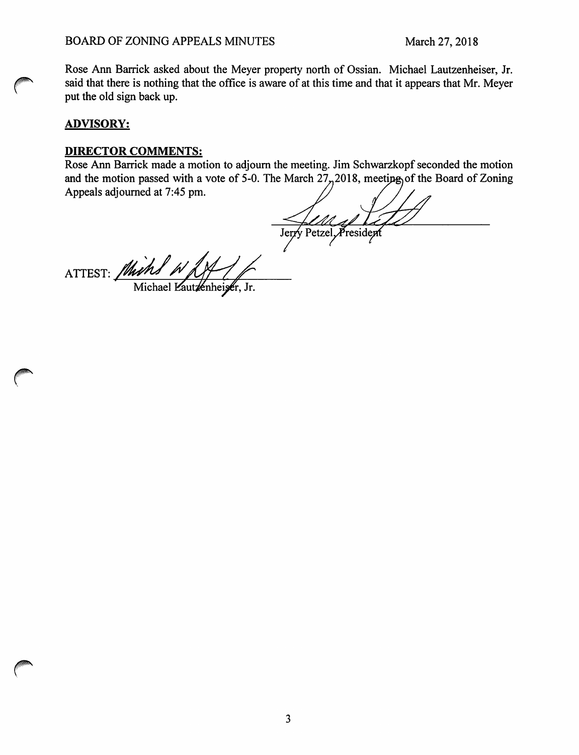Rose Ann Barrick asked about the Meyer property north of Ossian. Michael Lautzenheiser, Jr. said that there is nothing that the office is aware of at this time and that it appears that Mr. Meyer put the old sign back up.

**ADVISORY:**

**DIRECTOR COMMENTS:**

Rose Ann Barrick made a motion to adjourn the meeting. Jim Schwarzkopf seconded the motion and the motion passed with a vote of 5-0. The March 27, 2018, meeting of the Board of Zoning Appeals adjourned at 7:45 pm.

Jerry Petzel, President

ATTEST:

Michael Lautzenheiser, Jr.